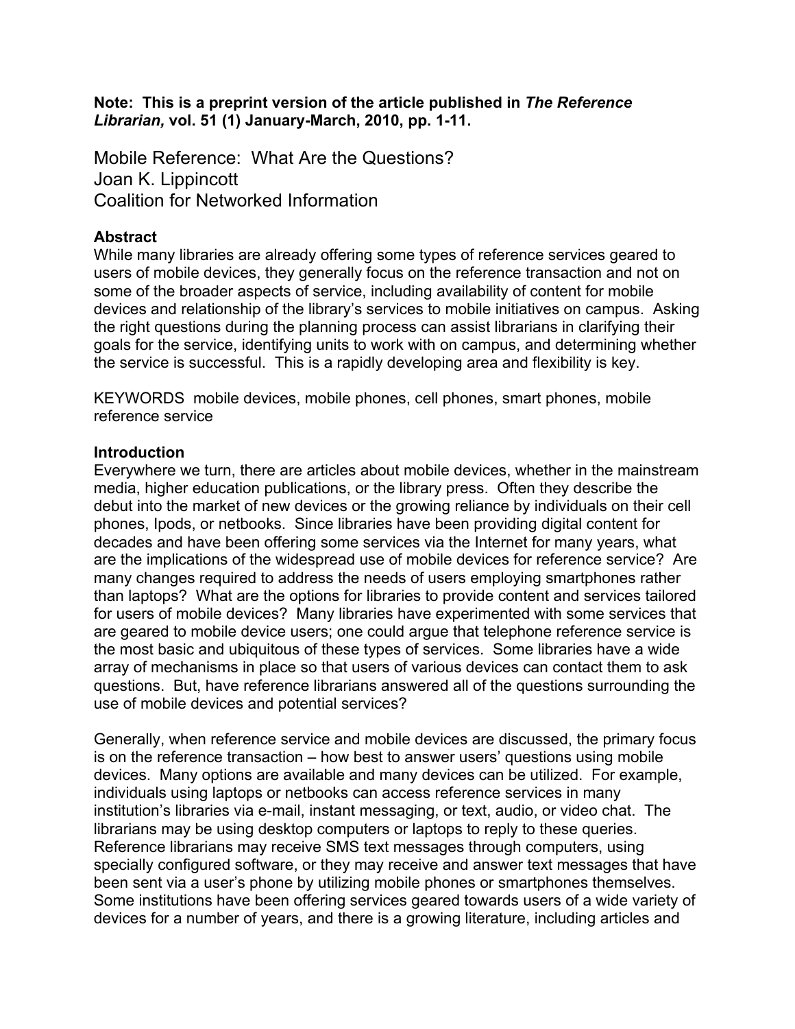**Note: This is a preprint version of the article published in *The Reference Librarian,* vol. 51 (1) January-March, 2010, pp. 1-11.**

# Mobile Reference: What Are the Questions?

Joan K. Lippincott
Coalition for Networked Information

## Abstract

While many libraries are already offering some types of reference services geared to users of mobile devices, they generally focus on the reference transaction and not on some of the broader aspects of service, including availability of content for mobile devices and relationship of the library's services to mobile initiatives on campus. Asking the right questions during the planning process can assist librarians in clarifying their goals for the service, identifying units to work with on campus, and determining whether the service is successful. This is a rapidly developing area and flexibility is key.

KEYWORDS mobile devices, mobile phones, cell phones, smart phones, mobile reference service

## Introduction

Everywhere we turn, there are articles about mobile devices, whether in the mainstream media, higher education publications, or the library press. Often they describe the debut into the market of new devices or the growing reliance by individuals on their cell phones, Ipods, or netbooks. Since libraries have been providing digital content for decades and have been offering some services via the Internet for many years, what are the implications of the widespread use of mobile devices for reference service? Are many changes required to address the needs of users employing smartphones rather than laptops? What are the options for libraries to provide content and services tailored for users of mobile devices? Many libraries have experimented with some services that are geared to mobile device users; one could argue that telephone reference service is the most basic and ubiquitous of these types of services. Some libraries have a wide array of mechanisms in place so that users of various devices can contact them to ask questions. But, have reference librarians answered all of the questions surrounding the use of mobile devices and potential services?

Generally, when reference service and mobile devices are discussed, the primary focus is on the reference transaction – how best to answer users' questions using mobile devices. Many options are available and many devices can be utilized. For example, individuals using laptops or netbooks can access reference services in many institution's libraries via e-mail, instant messaging, or text, audio, or video chat. The librarians may be using desktop computers or laptops to reply to these queries. Reference librarians may receive SMS text messages through computers, using specially configured software, or they may receive and answer text messages that have been sent via a user's phone by utilizing mobile phones or smartphones themselves. Some institutions have been offering services geared towards users of a wide variety of devices for a number of years, and there is a growing literature, including articles and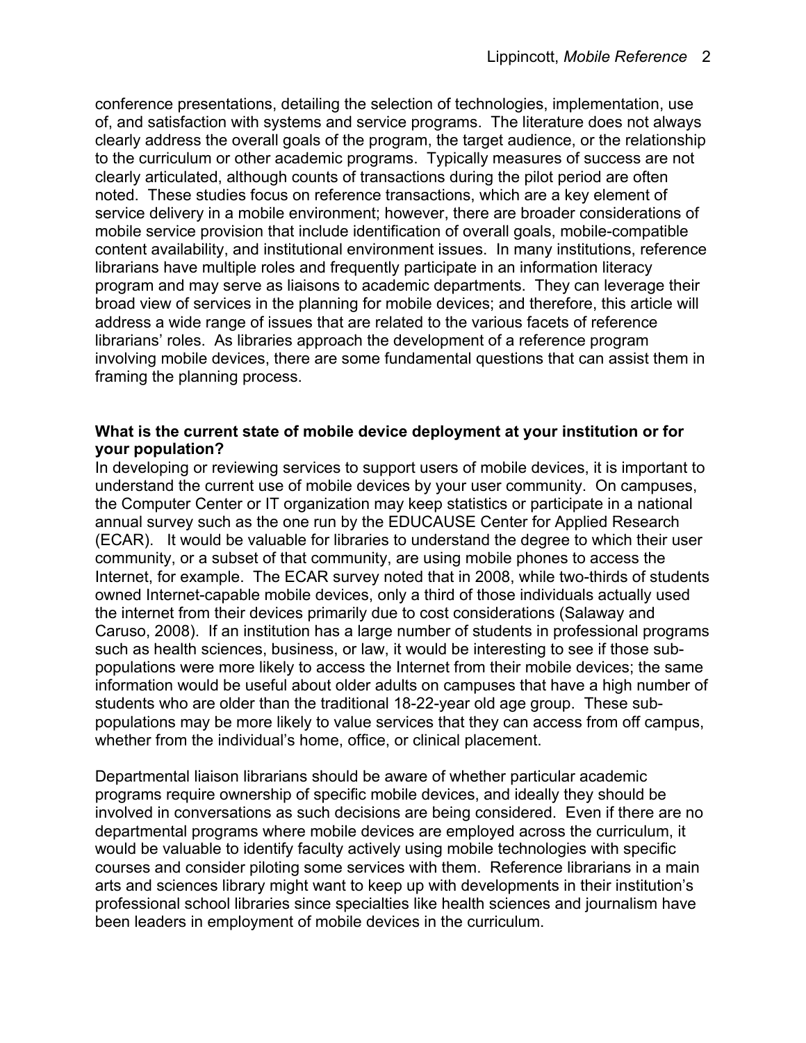conference presentations, detailing the selection of technologies, implementation, use of, and satisfaction with systems and service programs. The literature does not always clearly address the overall goals of the program, the target audience, or the relationship to the curriculum or other academic programs. Typically measures of success are not clearly articulated, although counts of transactions during the pilot period are often noted. These studies focus on reference transactions, which are a key element of service delivery in a mobile environment; however, there are broader considerations of mobile service provision that include identification of overall goals, mobile-compatible content availability, and institutional environment issues. In many institutions, reference librarians have multiple roles and frequently participate in an information literacy program and may serve as liaisons to academic departments. They can leverage their broad view of services in the planning for mobile devices; and therefore, this article will address a wide range of issues that are related to the various facets of reference librarians' roles. As libraries approach the development of a reference program involving mobile devices, there are some fundamental questions that can assist them in framing the planning process.

**What is the current state of mobile device deployment at your institution or for your population?**

In developing or reviewing services to support users of mobile devices, it is important to understand the current use of mobile devices by your user community. On campuses, the Computer Center or IT organization may keep statistics or participate in a national annual survey such as the one run by the EDUCAUSE Center for Applied Research (ECAR). It would be valuable for libraries to understand the degree to which their user community, or a subset of that community, are using mobile phones to access the Internet, for example. The ECAR survey noted that in 2008, while two-thirds of students owned Internet-capable mobile devices, only a third of those individuals actually used the internet from their devices primarily due to cost considerations (Salaway and Caruso, 2008). If an institution has a large number of students in professional programs such as health sciences, business, or law, it would be interesting to see if those sub-populations were more likely to access the Internet from their mobile devices; the same information would be useful about older adults on campuses that have a high number of students who are older than the traditional 18-22-year old age group. These sub-populations may be more likely to value services that they can access from off campus, whether from the individual's home, office, or clinical placement.

Departmental liaison librarians should be aware of whether particular academic programs require ownership of specific mobile devices, and ideally they should be involved in conversations as such decisions are being considered. Even if there are no departmental programs where mobile devices are employed across the curriculum, it would be valuable to identify faculty actively using mobile technologies with specific courses and consider piloting some services with them. Reference librarians in a main arts and sciences library might want to keep up with developments in their institution's professional school libraries since specialties like health sciences and journalism have been leaders in employment of mobile devices in the curriculum.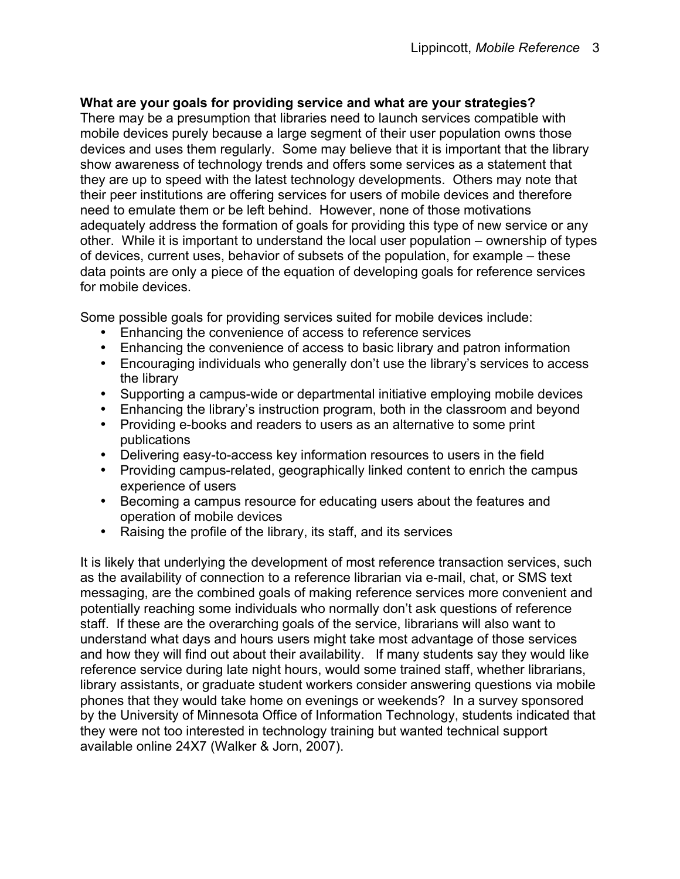**What are your goals for providing service and what are your strategies?**

There may be a presumption that libraries need to launch services compatible with mobile devices purely because a large segment of their user population owns those devices and uses them regularly. Some may believe that it is important that the library show awareness of technology trends and offers some services as a statement that they are up to speed with the latest technology developments. Others may note that their peer institutions are offering services for users of mobile devices and therefore need to emulate them or be left behind. However, none of those motivations adequately address the formation of goals for providing this type of new service or any other. While it is important to understand the local user population – ownership of types of devices, current uses, behavior of subsets of the population, for example – these data points are only a piece of the equation of developing goals for reference services for mobile devices.

Some possible goals for providing services suited for mobile devices include:

- Enhancing the convenience of access to reference services
- Enhancing the convenience of access to basic library and patron information
- Encouraging individuals who generally don't use the library's services to access the library
- Supporting a campus-wide or departmental initiative employing mobile devices
- Enhancing the library's instruction program, both in the classroom and beyond
- Providing e-books and readers to users as an alternative to some print publications
- Delivering easy-to-access key information resources to users in the field
- Providing campus-related, geographically linked content to enrich the campus experience of users
- Becoming a campus resource for educating users about the features and operation of mobile devices
- Raising the profile of the library, its staff, and its services

It is likely that underlying the development of most reference transaction services, such as the availability of connection to a reference librarian via e-mail, chat, or SMS text messaging, are the combined goals of making reference services more convenient and potentially reaching some individuals who normally don't ask questions of reference staff. If these are the overarching goals of the service, librarians will also want to understand what days and hours users might take most advantage of those services and how they will find out about their availability. If many students say they would like reference service during late night hours, would some trained staff, whether librarians, library assistants, or graduate student workers consider answering questions via mobile phones that they would take home on evenings or weekends? In a survey sponsored by the University of Minnesota Office of Information Technology, students indicated that they were not too interested in technology training but wanted technical support available online 24X7 (Walker & Jorn, 2007).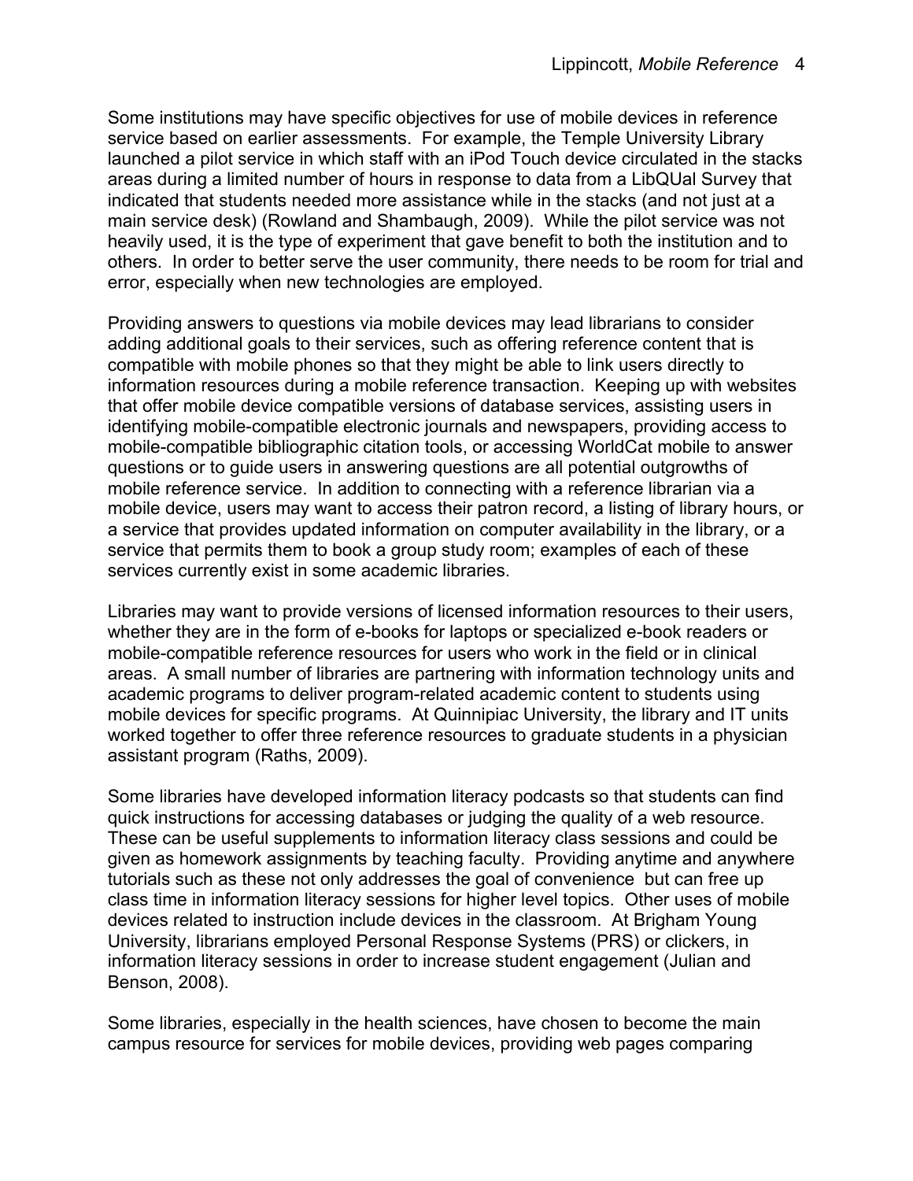Some institutions may have specific objectives for use of mobile devices in reference service based on earlier assessments. For example, the Temple University Library launched a pilot service in which staff with an iPod Touch device circulated in the stacks areas during a limited number of hours in response to data from a LibQUal Survey that indicated that students needed more assistance while in the stacks (and not just at a main service desk) (Rowland and Shambaugh, 2009). While the pilot service was not heavily used, it is the type of experiment that gave benefit to both the institution and to others. In order to better serve the user community, there needs to be room for trial and error, especially when new technologies are employed.

Providing answers to questions via mobile devices may lead librarians to consider adding additional goals to their services, such as offering reference content that is compatible with mobile phones so that they might be able to link users directly to information resources during a mobile reference transaction. Keeping up with websites that offer mobile device compatible versions of database services, assisting users in identifying mobile-compatible electronic journals and newspapers, providing access to mobile-compatible bibliographic citation tools, or accessing WorldCat mobile to answer questions or to guide users in answering questions are all potential outgrowths of mobile reference service. In addition to connecting with a reference librarian via a mobile device, users may want to access their patron record, a listing of library hours, or a service that provides updated information on computer availability in the library, or a service that permits them to book a group study room; examples of each of these services currently exist in some academic libraries.

Libraries may want to provide versions of licensed information resources to their users, whether they are in the form of e-books for laptops or specialized e-book readers or mobile-compatible reference resources for users who work in the field or in clinical areas. A small number of libraries are partnering with information technology units and academic programs to deliver program-related academic content to students using mobile devices for specific programs. At Quinnipiac University, the library and IT units worked together to offer three reference resources to graduate students in a physician assistant program (Raths, 2009).

Some libraries have developed information literacy podcasts so that students can find quick instructions for accessing databases or judging the quality of a web resource. These can be useful supplements to information literacy class sessions and could be given as homework assignments by teaching faculty. Providing anytime and anywhere tutorials such as these not only addresses the goal of convenience but can free up class time in information literacy sessions for higher level topics. Other uses of mobile devices related to instruction include devices in the classroom. At Brigham Young University, librarians employed Personal Response Systems (PRS) or clickers, in information literacy sessions in order to increase student engagement (Julian and Benson, 2008).

Some libraries, especially in the health sciences, have chosen to become the main campus resource for services for mobile devices, providing web pages comparing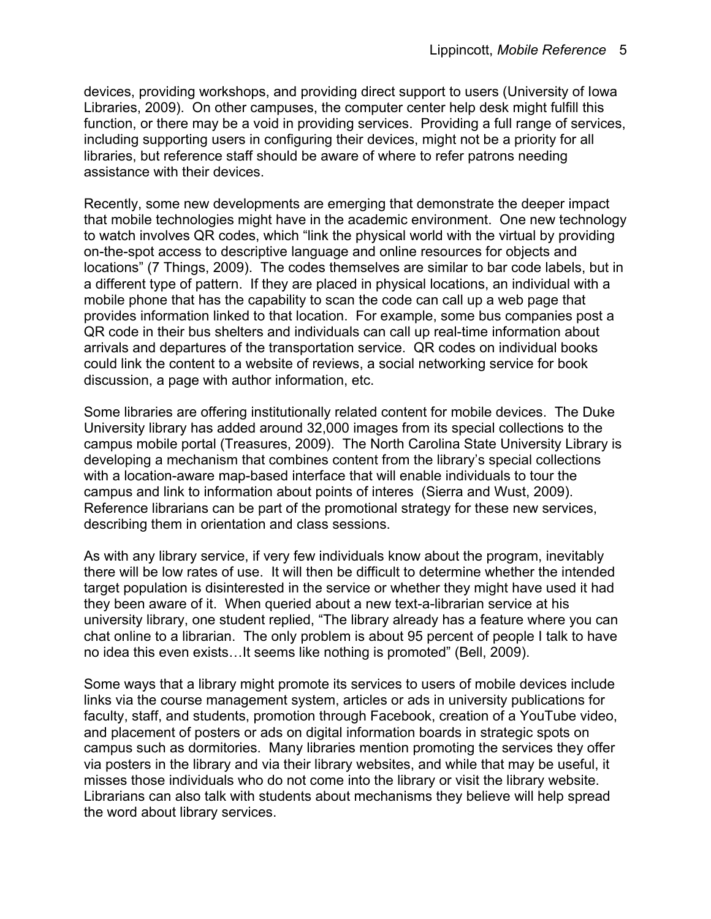devices, providing workshops, and providing direct support to users (University of Iowa Libraries, 2009). On other campuses, the computer center help desk might fulfill this function, or there may be a void in providing services. Providing a full range of services, including supporting users in configuring their devices, might not be a priority for all libraries, but reference staff should be aware of where to refer patrons needing assistance with their devices.

Recently, some new developments are emerging that demonstrate the deeper impact that mobile technologies might have in the academic environment. One new technology to watch involves QR codes, which "link the physical world with the virtual by providing on-the-spot access to descriptive language and online resources for objects and locations" (7 Things, 2009). The codes themselves are similar to bar code labels, but in a different type of pattern. If they are placed in physical locations, an individual with a mobile phone that has the capability to scan the code can call up a web page that provides information linked to that location. For example, some bus companies post a QR code in their bus shelters and individuals can call up real-time information about arrivals and departures of the transportation service. QR codes on individual books could link the content to a website of reviews, a social networking service for book discussion, a page with author information, etc.

Some libraries are offering institutionally related content for mobile devices. The Duke University library has added around 32,000 images from its special collections to the campus mobile portal (Treasures, 2009). The North Carolina State University Library is developing a mechanism that combines content from the library's special collections with a location-aware map-based interface that will enable individuals to tour the campus and link to information about points of interes (Sierra and Wust, 2009). Reference librarians can be part of the promotional strategy for these new services, describing them in orientation and class sessions.

As with any library service, if very few individuals know about the program, inevitably there will be low rates of use. It will then be difficult to determine whether the intended target population is disinterested in the service or whether they might have used it had they been aware of it. When queried about a new text-a-librarian service at his university library, one student replied, "The library already has a feature where you can chat online to a librarian. The only problem is about 95 percent of people I talk to have no idea this even exists…It seems like nothing is promoted" (Bell, 2009).

Some ways that a library might promote its services to users of mobile devices include links via the course management system, articles or ads in university publications for faculty, staff, and students, promotion through Facebook, creation of a YouTube video, and placement of posters or ads on digital information boards in strategic spots on campus such as dormitories. Many libraries mention promoting the services they offer via posters in the library and via their library websites, and while that may be useful, it misses those individuals who do not come into the library or visit the library website. Librarians can also talk with students about mechanisms they believe will help spread the word about library services.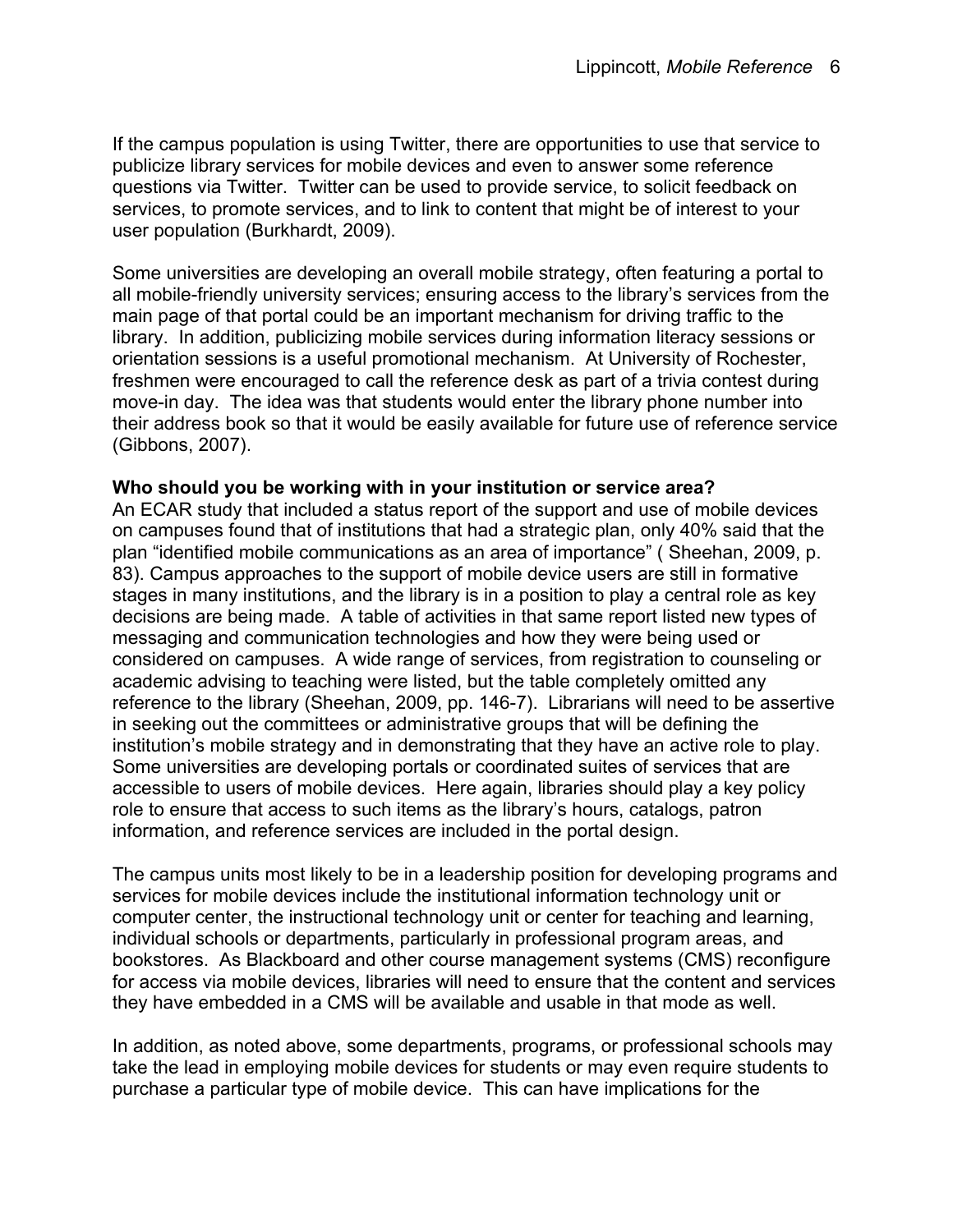If the campus population is using Twitter, there are opportunities to use that service to publicize library services for mobile devices and even to answer some reference questions via Twitter. Twitter can be used to provide service, to solicit feedback on services, to promote services, and to link to content that might be of interest to your user population (Burkhardt, 2009).

Some universities are developing an overall mobile strategy, often featuring a portal to all mobile-friendly university services; ensuring access to the library's services from the main page of that portal could be an important mechanism for driving traffic to the library. In addition, publicizing mobile services during information literacy sessions or orientation sessions is a useful promotional mechanism. At University of Rochester, freshmen were encouraged to call the reference desk as part of a trivia contest during move-in day. The idea was that students would enter the library phone number into their address book so that it would be easily available for future use of reference service (Gibbons, 2007).

**Who should you be working with in your institution or service area?**

An ECAR study that included a status report of the support and use of mobile devices on campuses found that of institutions that had a strategic plan, only 40% said that the plan "identified mobile communications as an area of importance" ( Sheehan, 2009, p. 83). Campus approaches to the support of mobile device users are still in formative stages in many institutions, and the library is in a position to play a central role as key decisions are being made. A table of activities in that same report listed new types of messaging and communication technologies and how they were being used or considered on campuses. A wide range of services, from registration to counseling or academic advising to teaching were listed, but the table completely omitted any reference to the library (Sheehan, 2009, pp. 146-7). Librarians will need to be assertive in seeking out the committees or administrative groups that will be defining the institution's mobile strategy and in demonstrating that they have an active role to play. Some universities are developing portals or coordinated suites of services that are accessible to users of mobile devices. Here again, libraries should play a key policy role to ensure that access to such items as the library's hours, catalogs, patron information, and reference services are included in the portal design.

The campus units most likely to be in a leadership position for developing programs and services for mobile devices include the institutional information technology unit or computer center, the instructional technology unit or center for teaching and learning, individual schools or departments, particularly in professional program areas, and bookstores. As Blackboard and other course management systems (CMS) reconfigure for access via mobile devices, libraries will need to ensure that the content and services they have embedded in a CMS will be available and usable in that mode as well.

In addition, as noted above, some departments, programs, or professional schools may take the lead in employing mobile devices for students or may even require students to purchase a particular type of mobile device. This can have implications for the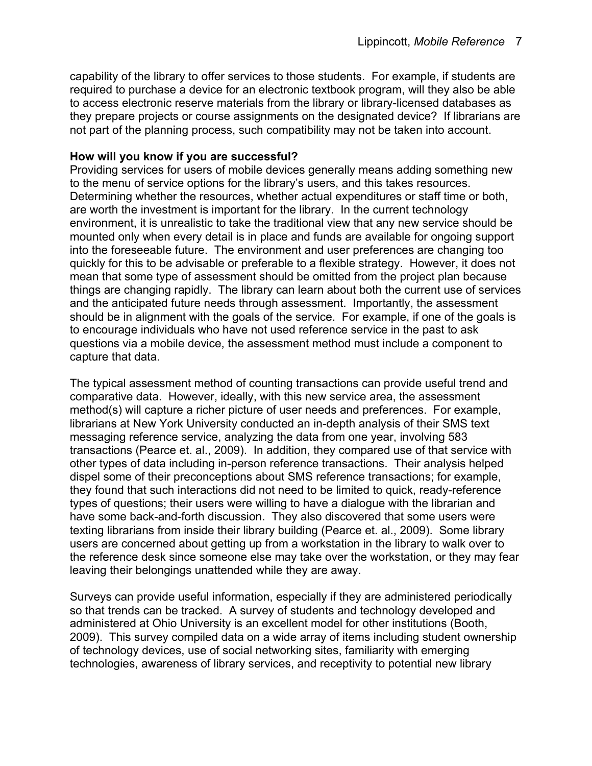capability of the library to offer services to those students. For example, if students are required to purchase a device for an electronic textbook program, will they also be able to access electronic reserve materials from the library or library-licensed databases as they prepare projects or course assignments on the designated device? If librarians are not part of the planning process, such compatibility may not be taken into account.

**How will you know if you are successful?**

Providing services for users of mobile devices generally means adding something new to the menu of service options for the library's users, and this takes resources. Determining whether the resources, whether actual expenditures or staff time or both, are worth the investment is important for the library. In the current technology environment, it is unrealistic to take the traditional view that any new service should be mounted only when every detail is in place and funds are available for ongoing support into the foreseeable future. The environment and user preferences are changing too quickly for this to be advisable or preferable to a flexible strategy. However, it does not mean that some type of assessment should be omitted from the project plan because things are changing rapidly. The library can learn about both the current use of services and the anticipated future needs through assessment. Importantly, the assessment should be in alignment with the goals of the service. For example, if one of the goals is to encourage individuals who have not used reference service in the past to ask questions via a mobile device, the assessment method must include a component to capture that data.

The typical assessment method of counting transactions can provide useful trend and comparative data. However, ideally, with this new service area, the assessment method(s) will capture a richer picture of user needs and preferences. For example, librarians at New York University conducted an in-depth analysis of their SMS text messaging reference service, analyzing the data from one year, involving 583 transactions (Pearce et. al., 2009). In addition, they compared use of that service with other types of data including in-person reference transactions. Their analysis helped dispel some of their preconceptions about SMS reference transactions; for example, they found that such interactions did not need to be limited to quick, ready-reference types of questions; their users were willing to have a dialogue with the librarian and have some back-and-forth discussion. They also discovered that some users were texting librarians from inside their library building (Pearce et. al., 2009). Some library users are concerned about getting up from a workstation in the library to walk over to the reference desk since someone else may take over the workstation, or they may fear leaving their belongings unattended while they are away.

Surveys can provide useful information, especially if they are administered periodically so that trends can be tracked. A survey of students and technology developed and administered at Ohio University is an excellent model for other institutions (Booth, 2009). This survey compiled data on a wide array of items including student ownership of technology devices, use of social networking sites, familiarity with emerging technologies, awareness of library services, and receptivity to potential new library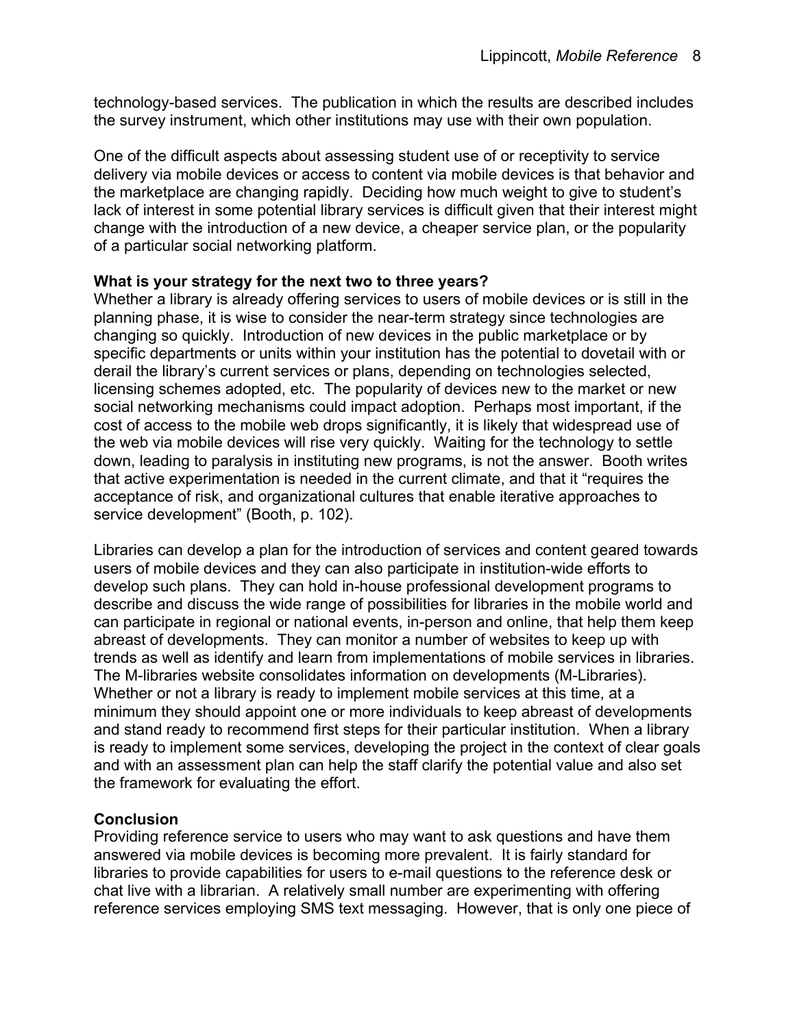technology-based services. The publication in which the results are described includes the survey instrument, which other institutions may use with their own population.

One of the difficult aspects about assessing student use of or receptivity to service delivery via mobile devices or access to content via mobile devices is that behavior and the marketplace are changing rapidly. Deciding how much weight to give to student's lack of interest in some potential library services is difficult given that their interest might change with the introduction of a new device, a cheaper service plan, or the popularity of a particular social networking platform.

**What is your strategy for the next two to three years?**

Whether a library is already offering services to users of mobile devices or is still in the planning phase, it is wise to consider the near-term strategy since technologies are changing so quickly. Introduction of new devices in the public marketplace or by specific departments or units within your institution has the potential to dovetail with or derail the library's current services or plans, depending on technologies selected, licensing schemes adopted, etc. The popularity of devices new to the market or new social networking mechanisms could impact adoption. Perhaps most important, if the cost of access to the mobile web drops significantly, it is likely that widespread use of the web via mobile devices will rise very quickly. Waiting for the technology to settle down, leading to paralysis in instituting new programs, is not the answer. Booth writes that active experimentation is needed in the current climate, and that it "requires the acceptance of risk, and organizational cultures that enable iterative approaches to service development" (Booth, p. 102).

Libraries can develop a plan for the introduction of services and content geared towards users of mobile devices and they can also participate in institution-wide efforts to develop such plans. They can hold in-house professional development programs to describe and discuss the wide range of possibilities for libraries in the mobile world and can participate in regional or national events, in-person and online, that help them keep abreast of developments. They can monitor a number of websites to keep up with trends as well as identify and learn from implementations of mobile services in libraries. The M-libraries website consolidates information on developments (M-Libraries). Whether or not a library is ready to implement mobile services at this time, at a minimum they should appoint one or more individuals to keep abreast of developments and stand ready to recommend first steps for their particular institution. When a library is ready to implement some services, developing the project in the context of clear goals and with an assessment plan can help the staff clarify the potential value and also set the framework for evaluating the effort.

**Conclusion**

Providing reference service to users who may want to ask questions and have them answered via mobile devices is becoming more prevalent. It is fairly standard for libraries to provide capabilities for users to e-mail questions to the reference desk or chat live with a librarian. A relatively small number are experimenting with offering reference services employing SMS text messaging. However, that is only one piece of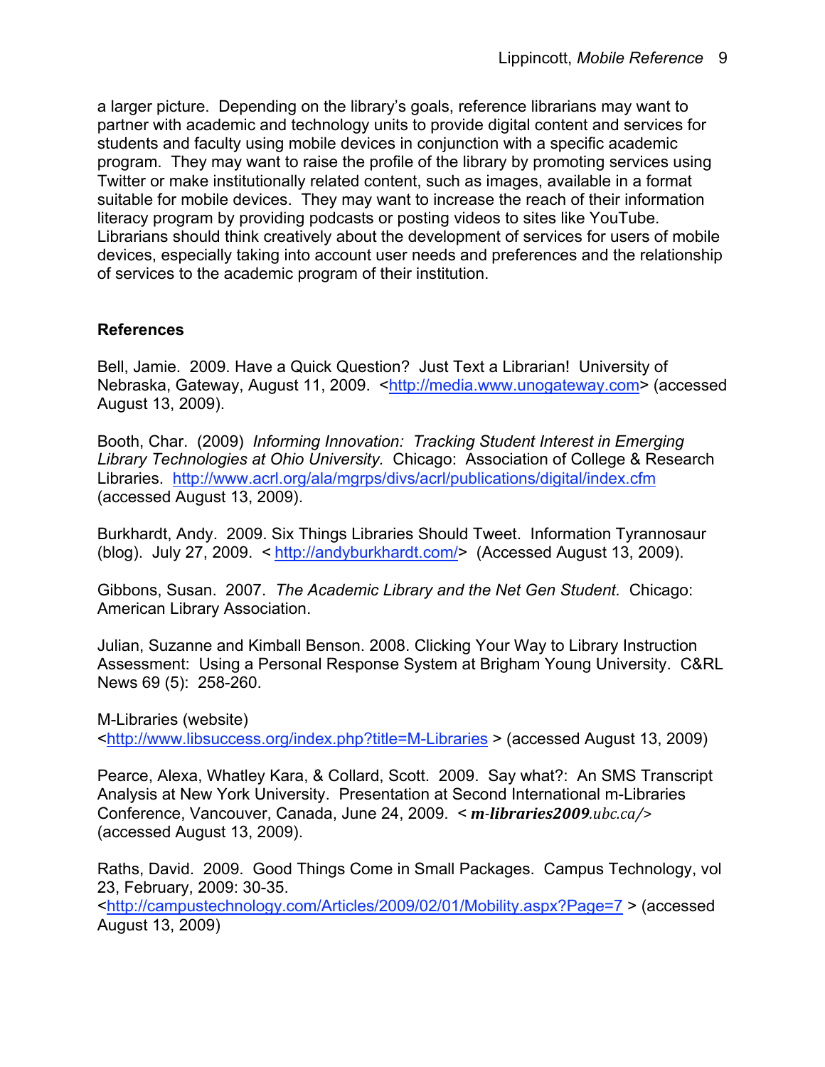a larger picture. Depending on the library's goals, reference librarians may want to partner with academic and technology units to provide digital content and services for students and faculty using mobile devices in conjunction with a specific academic program. They may want to raise the profile of the library by promoting services using Twitter or make institutionally related content, such as images, available in a format suitable for mobile devices. They may want to increase the reach of their information literacy program by providing podcasts or posting videos to sites like YouTube. Librarians should think creatively about the development of services for users of mobile devices, especially taking into account user needs and preferences and the relationship of services to the academic program of their institution.

## References

Bell, Jamie. 2009. Have a Quick Question? Just Text a Librarian! University of Nebraska, Gateway, August 11, 2009. <http://media.www.unogateway.com> (accessed August 13, 2009).

Booth, Char. (2009) *Informing Innovation: Tracking Student Interest in Emerging Library Technologies at Ohio University.* Chicago: Association of College & Research Libraries. http://www.acrl.org/ala/mgrps/divs/acrl/publications/digital/index.cfm (accessed August 13, 2009).

Burkhardt, Andy. 2009. Six Things Libraries Should Tweet. Information Tyrannosaur (blog). July 27, 2009. < http://andyburkhardt.com/> (Accessed August 13, 2009).

Gibbons, Susan. 2007. *The Academic Library and the Net Gen Student.* Chicago: American Library Association.

Julian, Suzanne and Kimball Benson. 2008. Clicking Your Way to Library Instruction Assessment: Using a Personal Response System at Brigham Young University. C&RL News 69 (5): 258-260.

M-Libraries (website)
<http://www.libsuccess.org/index.php?title=M-Libraries > (accessed August 13, 2009)

Pearce, Alexa, Whatley Kara, & Collard, Scott. 2009. Say what?: An SMS Transcript Analysis at New York University. Presentation at Second International m-Libraries Conference, Vancouver, Canada, June 24, 2009. < ***m-libraries2009***.*ubc.ca/*> (accessed August 13, 2009).

Raths, David. 2009. Good Things Come in Small Packages. Campus Technology, vol 23, February, 2009: 30-35.
<http://campustechnology.com/Articles/2009/02/01/Mobility.aspx?Page=7 > (accessed August 13, 2009)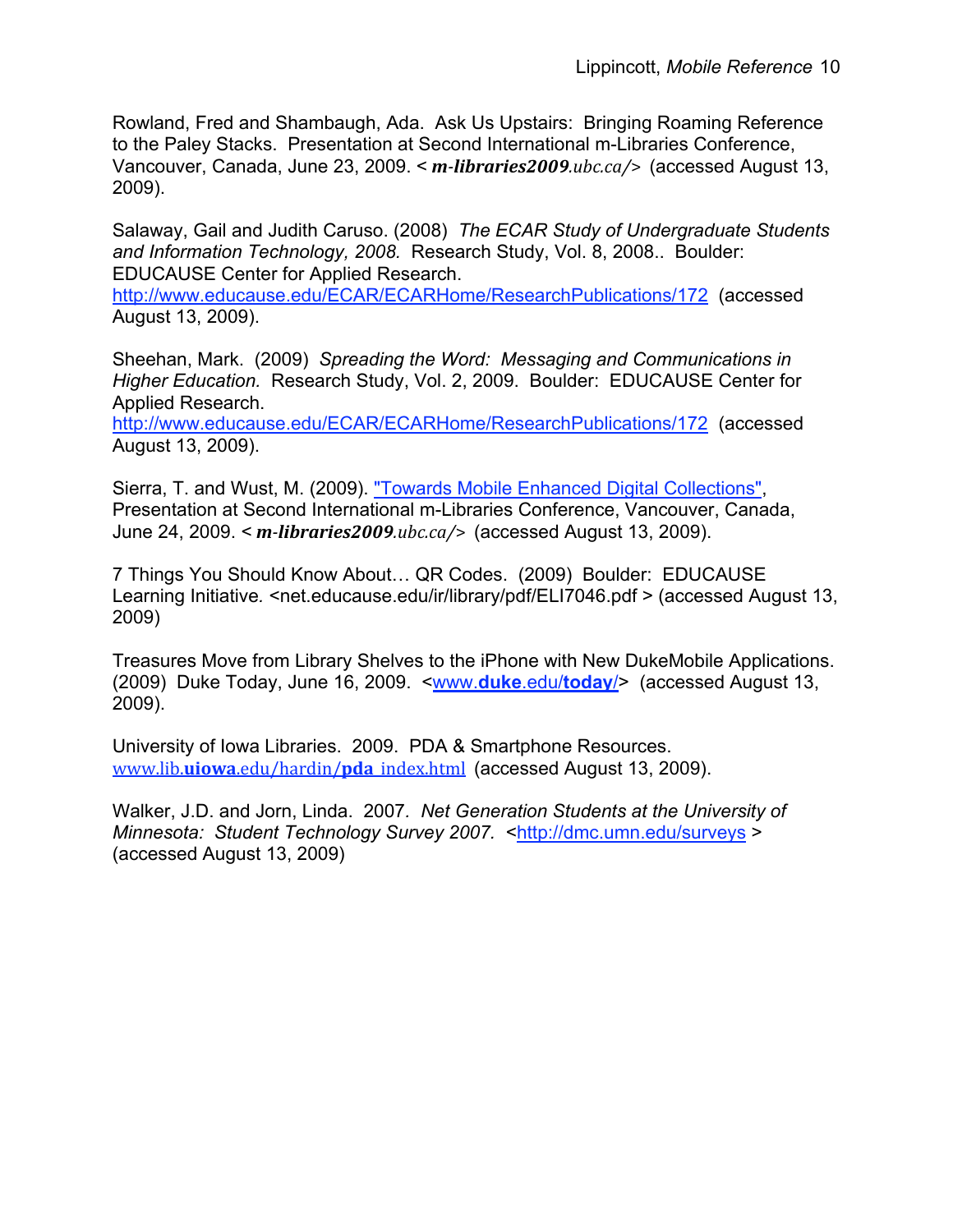Rowland, Fred and Shambaugh, Ada. Ask Us Upstairs: Bringing Roaming Reference to the Paley Stacks. Presentation at Second International m-Libraries Conference, Vancouver, Canada, June 23, 2009. < ***m-libraries2009***.*ubc.ca/*> (accessed August 13, 2009).

Salaway, Gail and Judith Caruso. (2008) *The ECAR Study of Undergraduate Students and Information Technology, 2008.* Research Study, Vol. 8, 2008.. Boulder: EDUCAUSE Center for Applied Research. http://www.educause.edu/ECAR/ECARHome/ResearchPublications/172 (accessed August 13, 2009).

Sheehan, Mark. (2009) *Spreading the Word: Messaging and Communications in Higher Education.* Research Study, Vol. 2, 2009. Boulder: EDUCAUSE Center for Applied Research. http://www.educause.edu/ECAR/ECARHome/ResearchPublications/172 (accessed August 13, 2009).

Sierra, T. and Wust, M. (2009). "Towards Mobile Enhanced Digital Collections", Presentation at Second International m-Libraries Conference, Vancouver, Canada, June 24, 2009. < ***m-libraries2009***.*ubc.ca/*> (accessed August 13, 2009).

7 Things You Should Know About… QR Codes. (2009) Boulder: EDUCAUSE Learning Initiative. <net.educause.edu/ir/library/pdf/ELI7046.pdf > (accessed August 13, 2009)

Treasures Move from Library Shelves to the iPhone with New DukeMobile Applications. (2009) Duke Today, June 16, 2009. <www.**duke**.edu/**today**/> (accessed August 13, 2009).

University of Iowa Libraries. 2009. PDA & Smartphone Resources. www.lib.**uiowa**.edu/hardin/**pda**_index.html (accessed August 13, 2009).

Walker, J.D. and Jorn, Linda. 2007*. Net Generation Students at the University of Minnesota: Student Technology Survey 2007.* <http://dmc.umn.edu/surveys > (accessed August 13, 2009)